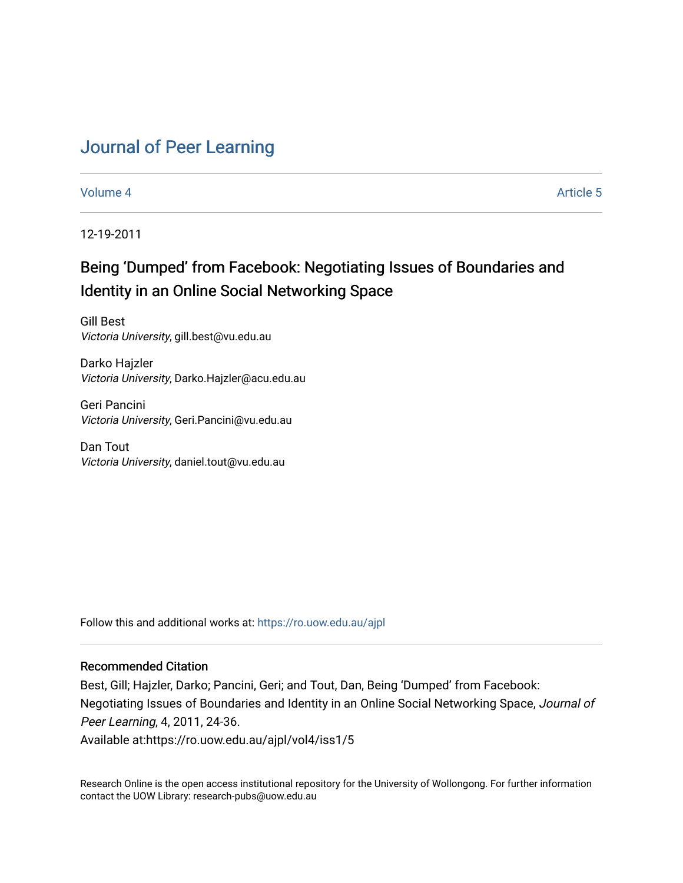# Journal of Peer Learning

Volume 4 | Article 5

12-19-2011

## Being 'Dumped' from Facebook: Negotiating Issues of Boundaries and Identity in an Online Social Networking Space

Gill Best
*Victoria University*, gill.best@vu.edu.au

Darko Hajzler
*Victoria University*, Darko.Hajzler@acu.edu.au

Geri Pancini
*Victoria University*, Geri.Pancini@vu.edu.au

Dan Tout
*Victoria University*, daniel.tout@vu.edu.au

Follow this and additional works at: https://ro.uow.edu.au/ajpl

### Recommended Citation

Best, Gill; Hajzler, Darko; Pancini, Geri; and Tout, Dan, Being 'Dumped' from Facebook: Negotiating Issues of Boundaries and Identity in an Online Social Networking Space, *Journal of Peer Learning*, 4, 2011, 24-36.
Available at:https://ro.uow.edu.au/ajpl/vol4/iss1/5

Research Online is the open access institutional repository for the University of Wollongong. For further information contact the UOW Library: research-pubs@uow.edu.au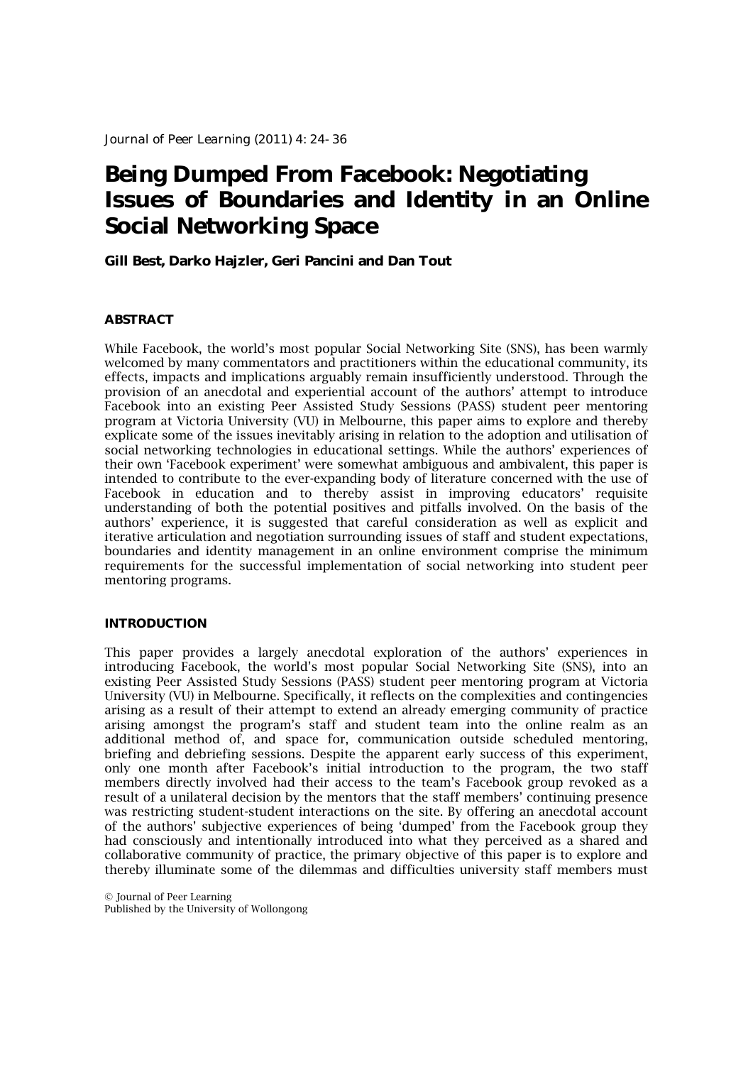# Being Dumped From Facebook: Negotiating Issues of Boundaries and Identity in an Online Social Networking Space

**Gill Best, Darko Hajzler, Geri Pancini and Dan Tout**

## ABSTRACT

While Facebook, the world's most popular Social Networking Site (SNS), has been warmly welcomed by many commentators and practitioners within the educational community, its effects, impacts and implications arguably remain insufficiently understood. Through the provision of an anecdotal and experiential account of the authors' attempt to introduce Facebook into an existing Peer Assisted Study Sessions (PASS) student peer mentoring program at Victoria University (VU) in Melbourne, this paper aims to explore and thereby explicate some of the issues inevitably arising in relation to the adoption and utilisation of social networking technologies in educational settings. While the authors' experiences of their own 'Facebook experiment' were somewhat ambiguous and ambivalent, this paper is intended to contribute to the ever-expanding body of literature concerned with the use of Facebook in education and to thereby assist in improving educators' requisite understanding of both the potential positives and pitfalls involved. On the basis of the authors' experience, it is suggested that careful consideration as well as explicit and iterative articulation and negotiation surrounding issues of staff and student expectations, boundaries and identity management in an online environment comprise the minimum requirements for the successful implementation of social networking into student peer mentoring programs.

## INTRODUCTION

This paper provides a largely anecdotal exploration of the authors' experiences in introducing Facebook, the world's most popular Social Networking Site (SNS), into an existing Peer Assisted Study Sessions (PASS) student peer mentoring program at Victoria University (VU) in Melbourne. Specifically, it reflects on the complexities and contingencies arising as a result of their attempt to extend an already emerging community of practice arising amongst the program's staff and student team into the online realm as an additional method of, and space for, communication outside scheduled mentoring, briefing and debriefing sessions. Despite the apparent early success of this experiment, only one month after Facebook's initial introduction to the program, the two staff members directly involved had their access to the team's Facebook group revoked as a result of a unilateral decision by the mentors that the staff members' continuing presence was restricting student-student interactions on the site. By offering an anecdotal account of the authors' subjective experiences of being 'dumped' from the Facebook group they had consciously and intentionally introduced into what they perceived as a shared and collaborative community of practice, the primary objective of this paper is to explore and thereby illuminate some of the dilemmas and difficulties university staff members must

© Journal of Peer Learning
Published by the University of Wollongong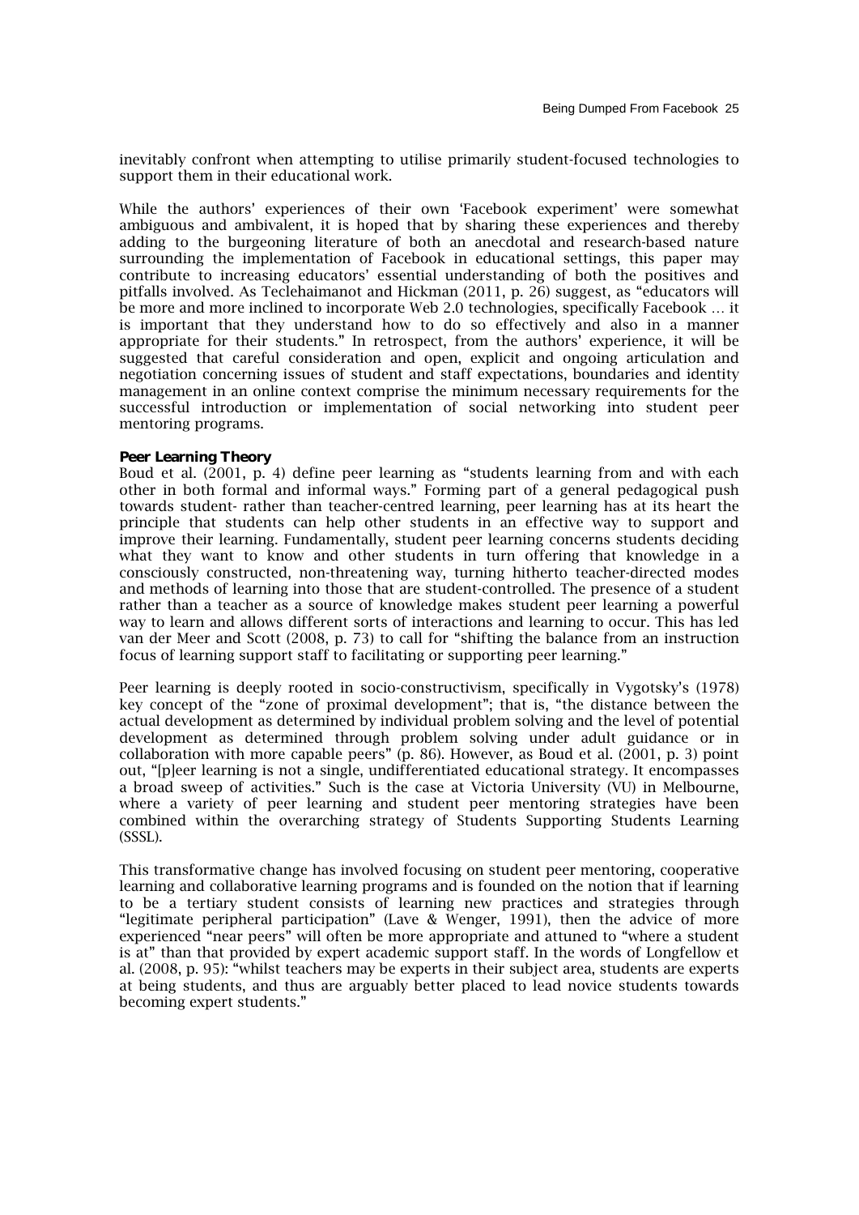inevitably confront when attempting to utilise primarily student-focused technologies to support them in their educational work.

While the authors' experiences of their own 'Facebook experiment' were somewhat ambiguous and ambivalent, it is hoped that by sharing these experiences and thereby adding to the burgeoning literature of both an anecdotal and research-based nature surrounding the implementation of Facebook in educational settings, this paper may contribute to increasing educators' essential understanding of both the positives and pitfalls involved. As Teclehaimanot and Hickman (2011, p. 26) suggest, as "educators will be more and more inclined to incorporate Web 2.0 technologies, specifically Facebook … it is important that they understand how to do so effectively and also in a manner appropriate for their students." In retrospect, from the authors' experience, it will be suggested that careful consideration and open, explicit and ongoing articulation and negotiation concerning issues of student and staff expectations, boundaries and identity management in an online context comprise the minimum necessary requirements for the successful introduction or implementation of social networking into student peer mentoring programs.

**Peer Learning Theory**

Boud et al. (2001, p. 4) define peer learning as "students learning from and with each other in both formal and informal ways." Forming part of a general pedagogical push towards student- rather than teacher-centred learning, peer learning has at its heart the principle that students can help other students in an effective way to support and improve their learning. Fundamentally, student peer learning concerns students deciding what they want to know and other students in turn offering that knowledge in a consciously constructed, non-threatening way, turning hitherto teacher-directed modes and methods of learning into those that are student-controlled. The presence of a student rather than a teacher as a source of knowledge makes student peer learning a powerful way to learn and allows different sorts of interactions and learning to occur. This has led van der Meer and Scott (2008, p. 73) to call for "shifting the balance from an instruction focus of learning support staff to facilitating or supporting peer learning."

Peer learning is deeply rooted in socio-constructivism, specifically in Vygotsky's (1978) key concept of the "zone of proximal development"; that is, "the distance between the actual development as determined by individual problem solving and the level of potential development as determined through problem solving under adult guidance or in collaboration with more capable peers" (p. 86). However, as Boud et al. (2001, p. 3) point out, "[p]eer learning is not a single, undifferentiated educational strategy. It encompasses a broad sweep of activities." Such is the case at Victoria University (VU) in Melbourne, where a variety of peer learning and student peer mentoring strategies have been combined within the overarching strategy of Students Supporting Students Learning (SSSL).

This transformative change has involved focusing on student peer mentoring, cooperative learning and collaborative learning programs and is founded on the notion that if learning to be a tertiary student consists of learning new practices and strategies through "legitimate peripheral participation" (Lave & Wenger, 1991), then the advice of more experienced "near peers" will often be more appropriate and attuned to "where a student is at" than that provided by expert academic support staff. In the words of Longfellow et al. (2008, p. 95): "whilst teachers may be experts in their subject area, students are experts at being students, and thus are arguably better placed to lead novice students towards becoming expert students."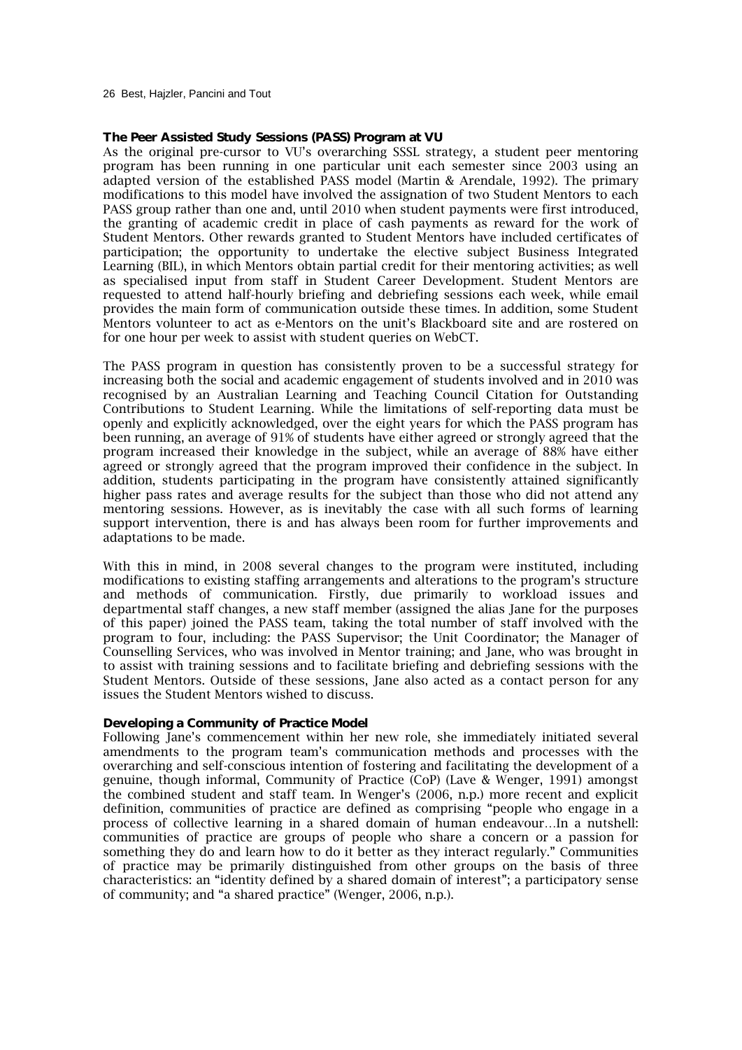### The Peer Assisted Study Sessions (PASS) Program at VU

As the original pre-cursor to VU's overarching SSSL strategy, a student peer mentoring program has been running in one particular unit each semester since 2003 using an adapted version of the established PASS model (Martin & Arendale, 1992). The primary modifications to this model have involved the assignation of two Student Mentors to each PASS group rather than one and, until 2010 when student payments were first introduced, the granting of academic credit in place of cash payments as reward for the work of Student Mentors. Other rewards granted to Student Mentors have included certificates of participation; the opportunity to undertake the elective subject Business Integrated Learning (BIL), in which Mentors obtain partial credit for their mentoring activities; as well as specialised input from staff in Student Career Development. Student Mentors are requested to attend half-hourly briefing and debriefing sessions each week, while email provides the main form of communication outside these times. In addition, some Student Mentors volunteer to act as e-Mentors on the unit's Blackboard site and are rostered on for one hour per week to assist with student queries on WebCT.

The PASS program in question has consistently proven to be a successful strategy for increasing both the social and academic engagement of students involved and in 2010 was recognised by an Australian Learning and Teaching Council Citation for Outstanding Contributions to Student Learning. While the limitations of self-reporting data must be openly and explicitly acknowledged, over the eight years for which the PASS program has been running, an average of 91% of students have either agreed or strongly agreed that the program increased their knowledge in the subject, while an average of 88% have either agreed or strongly agreed that the program improved their confidence in the subject. In addition, students participating in the program have consistently attained significantly higher pass rates and average results for the subject than those who did not attend any mentoring sessions. However, as is inevitably the case with all such forms of learning support intervention, there is and has always been room for further improvements and adaptations to be made.

With this in mind, in 2008 several changes to the program were instituted, including modifications to existing staffing arrangements and alterations to the program's structure and methods of communication. Firstly, due primarily to workload issues and departmental staff changes, a new staff member (assigned the alias Jane for the purposes of this paper) joined the PASS team, taking the total number of staff involved with the program to four, including: the PASS Supervisor; the Unit Coordinator; the Manager of Counselling Services, who was involved in Mentor training; and Jane, who was brought in to assist with training sessions and to facilitate briefing and debriefing sessions with the Student Mentors. Outside of these sessions, Jane also acted as a contact person for any issues the Student Mentors wished to discuss.

### Developing a Community of Practice Model

Following Jane's commencement within her new role, she immediately initiated several amendments to the program team's communication methods and processes with the overarching and self-conscious intention of fostering and facilitating the development of a genuine, though informal, Community of Practice (CoP) (Lave & Wenger, 1991) amongst the combined student and staff team. In Wenger's (2006, n.p.) more recent and explicit definition, communities of practice are defined as comprising "people who engage in a process of collective learning in a shared domain of human endeavour…In a nutshell: communities of practice are groups of people who share a concern or a passion for something they do and learn how to do it better as they interact regularly." Communities of practice may be primarily distinguished from other groups on the basis of three characteristics: an "identity defined by a shared domain of interest"; a participatory sense of community; and "a shared practice" (Wenger, 2006, n.p.).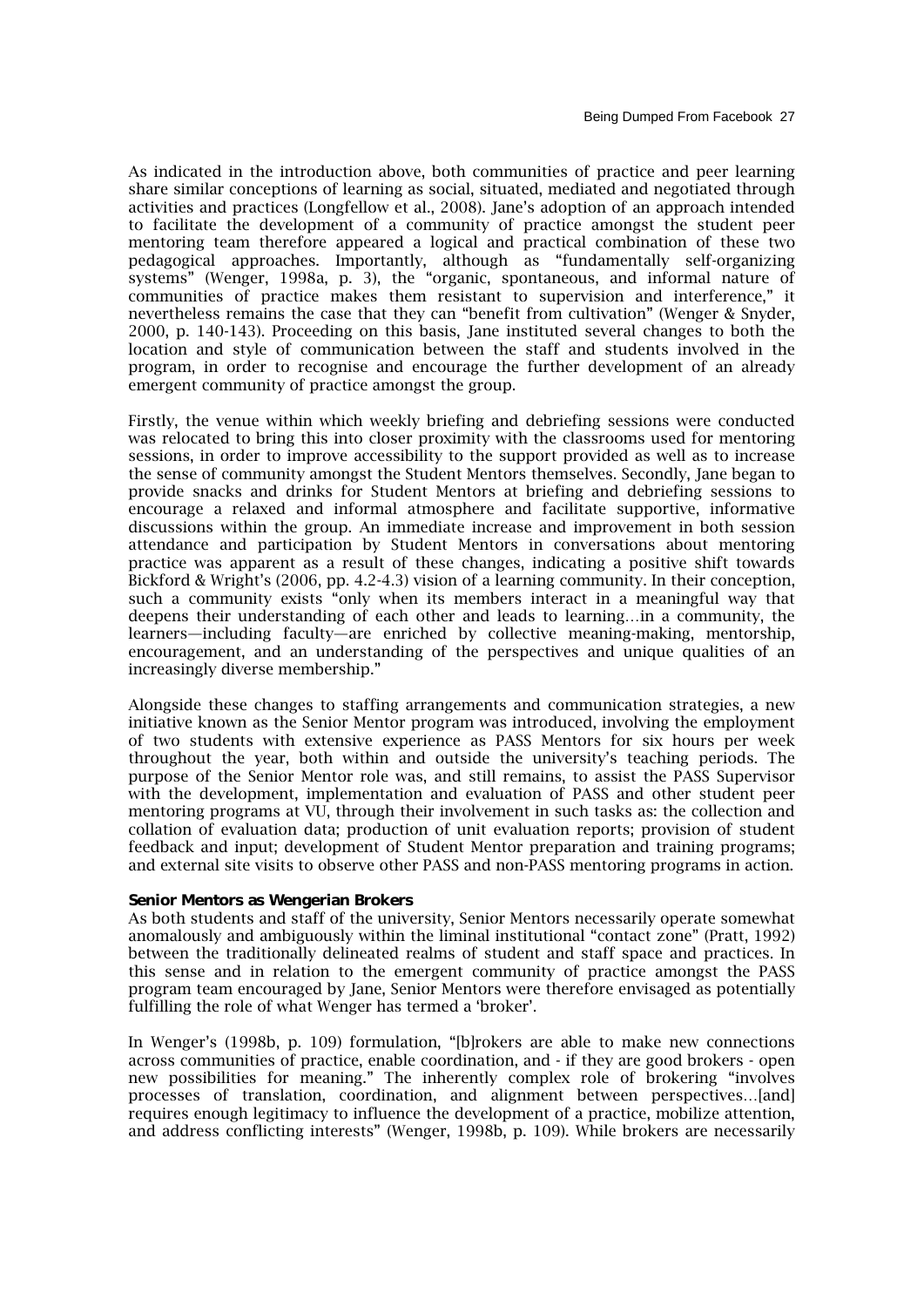As indicated in the introduction above, both communities of practice and peer learning share similar conceptions of learning as social, situated, mediated and negotiated through activities and practices (Longfellow et al., 2008). Jane's adoption of an approach intended to facilitate the development of a community of practice amongst the student peer mentoring team therefore appeared a logical and practical combination of these two pedagogical approaches. Importantly, although as "fundamentally self-organizing systems" (Wenger, 1998a, p. 3), the "organic, spontaneous, and informal nature of communities of practice makes them resistant to supervision and interference," it nevertheless remains the case that they can "benefit from cultivation" (Wenger & Snyder, 2000, p. 140-143). Proceeding on this basis, Jane instituted several changes to both the location and style of communication between the staff and students involved in the program, in order to recognise and encourage the further development of an already emergent community of practice amongst the group.

Firstly, the venue within which weekly briefing and debriefing sessions were conducted was relocated to bring this into closer proximity with the classrooms used for mentoring sessions, in order to improve accessibility to the support provided as well as to increase the sense of community amongst the Student Mentors themselves. Secondly, Jane began to provide snacks and drinks for Student Mentors at briefing and debriefing sessions to encourage a relaxed and informal atmosphere and facilitate supportive, informative discussions within the group. An immediate increase and improvement in both session attendance and participation by Student Mentors in conversations about mentoring practice was apparent as a result of these changes, indicating a positive shift towards Bickford & Wright's (2006, pp. 4.2-4.3) vision of a learning community. In their conception, such a community exists "only when its members interact in a meaningful way that deepens their understanding of each other and leads to learning…in a community, the learners—including faculty—are enriched by collective meaning-making, mentorship, encouragement, and an understanding of the perspectives and unique qualities of an increasingly diverse membership."

Alongside these changes to staffing arrangements and communication strategies, a new initiative known as the Senior Mentor program was introduced, involving the employment of two students with extensive experience as PASS Mentors for six hours per week throughout the year, both within and outside the university's teaching periods. The purpose of the Senior Mentor role was, and still remains, to assist the PASS Supervisor with the development, implementation and evaluation of PASS and other student peer mentoring programs at VU, through their involvement in such tasks as: the collection and collation of evaluation data; production of unit evaluation reports; provision of student feedback and input; development of Student Mentor preparation and training programs; and external site visits to observe other PASS and non-PASS mentoring programs in action.

**Senior Mentors as Wengerian Brokers**

As both students and staff of the university, Senior Mentors necessarily operate somewhat anomalously and ambiguously within the liminal institutional "contact zone" (Pratt, 1992) between the traditionally delineated realms of student and staff space and practices. In this sense and in relation to the emergent community of practice amongst the PASS program team encouraged by Jane, Senior Mentors were therefore envisaged as potentially fulfilling the role of what Wenger has termed a 'broker'.

In Wenger's (1998b, p. 109) formulation, "[b]rokers are able to make new connections across communities of practice, enable coordination, and - if they are good brokers - open new possibilities for meaning." The inherently complex role of brokering "involves processes of translation, coordination, and alignment between perspectives…[and] requires enough legitimacy to influence the development of a practice, mobilize attention, and address conflicting interests" (Wenger, 1998b, p. 109). While brokers are necessarily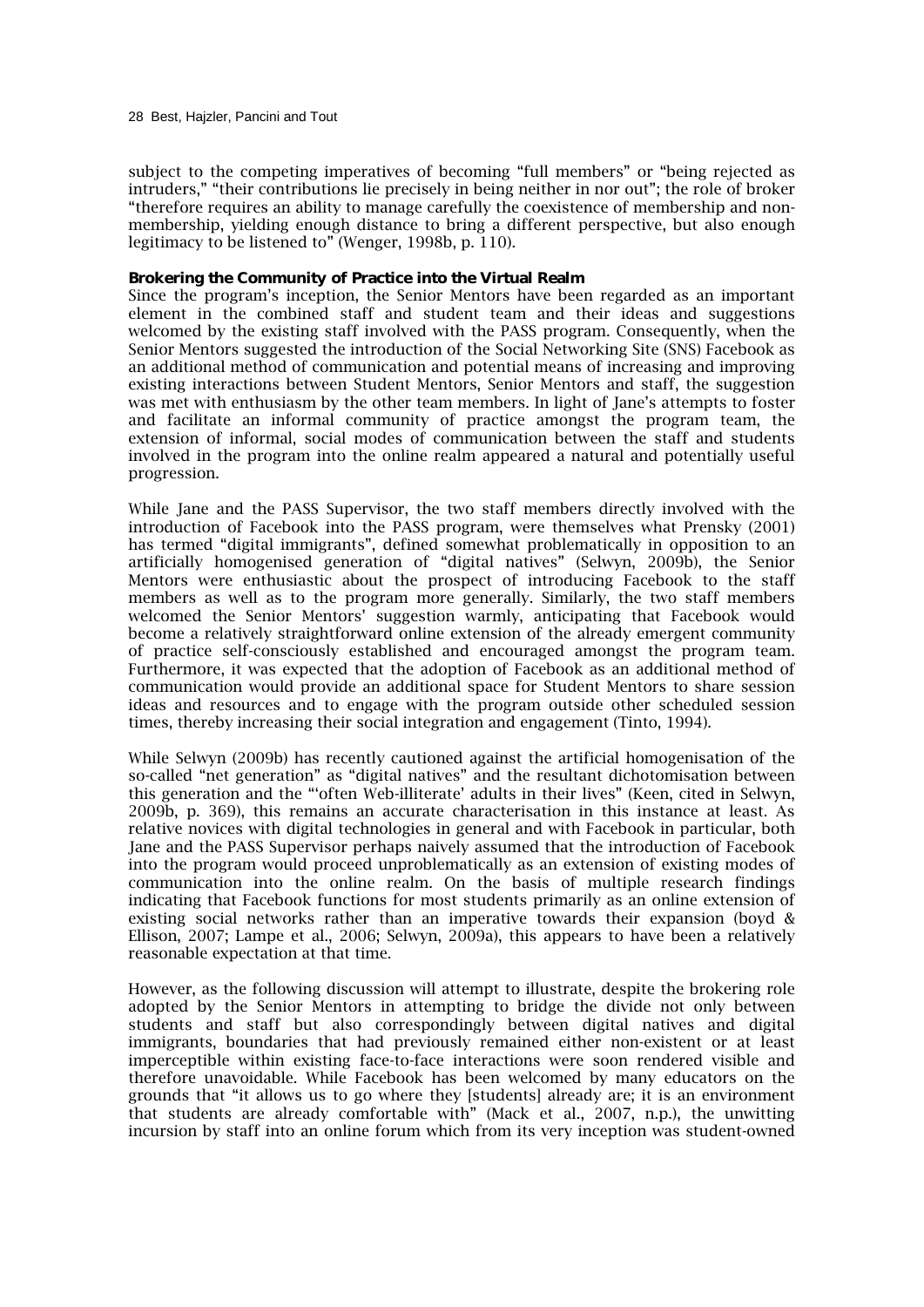subject to the competing imperatives of becoming "full members" or "being rejected as intruders," "their contributions lie precisely in being neither in nor out"; the role of broker "therefore requires an ability to manage carefully the coexistence of membership and non-membership, yielding enough distance to bring a different perspective, but also enough legitimacy to be listened to" (Wenger, 1998b, p. 110).

**Brokering the Community of Practice into the Virtual Realm**

Since the program's inception, the Senior Mentors have been regarded as an important element in the combined staff and student team and their ideas and suggestions welcomed by the existing staff involved with the PASS program. Consequently, when the Senior Mentors suggested the introduction of the Social Networking Site (SNS) Facebook as an additional method of communication and potential means of increasing and improving existing interactions between Student Mentors, Senior Mentors and staff, the suggestion was met with enthusiasm by the other team members. In light of Jane's attempts to foster and facilitate an informal community of practice amongst the program team, the extension of informal, social modes of communication between the staff and students involved in the program into the online realm appeared a natural and potentially useful progression.

While Jane and the PASS Supervisor, the two staff members directly involved with the introduction of Facebook into the PASS program, were themselves what Prensky (2001) has termed "digital immigrants", defined somewhat problematically in opposition to an artificially homogenised generation of "digital natives" (Selwyn, 2009b), the Senior Mentors were enthusiastic about the prospect of introducing Facebook to the staff members as well as to the program more generally. Similarly, the two staff members welcomed the Senior Mentors' suggestion warmly, anticipating that Facebook would become a relatively straightforward online extension of the already emergent community of practice self-consciously established and encouraged amongst the program team. Furthermore, it was expected that the adoption of Facebook as an additional method of communication would provide an additional space for Student Mentors to share session ideas and resources and to engage with the program outside other scheduled session times, thereby increasing their social integration and engagement (Tinto, 1994).

While Selwyn (2009b) has recently cautioned against the artificial homogenisation of the so-called "net generation" as "digital natives" and the resultant dichotomisation between this generation and the "'often Web-illiterate' adults in their lives" (Keen, cited in Selwyn, 2009b, p. 369), this remains an accurate characterisation in this instance at least. As relative novices with digital technologies in general and with Facebook in particular, both Jane and the PASS Supervisor perhaps naively assumed that the introduction of Facebook into the program would proceed unproblematically as an extension of existing modes of communication into the online realm. On the basis of multiple research findings indicating that Facebook functions for most students primarily as an online extension of existing social networks rather than an imperative towards their expansion (boyd & Ellison, 2007; Lampe et al., 2006; Selwyn, 2009a), this appears to have been a relatively reasonable expectation at that time.

However, as the following discussion will attempt to illustrate, despite the brokering role adopted by the Senior Mentors in attempting to bridge the divide not only between students and staff but also correspondingly between digital natives and digital immigrants, boundaries that had previously remained either non-existent or at least imperceptible within existing face-to-face interactions were soon rendered visible and therefore unavoidable. While Facebook has been welcomed by many educators on the grounds that "it allows us to go where they [students] already are; it is an environment that students are already comfortable with" (Mack et al., 2007, n.p.), the unwitting incursion by staff into an online forum which from its very inception was student-owned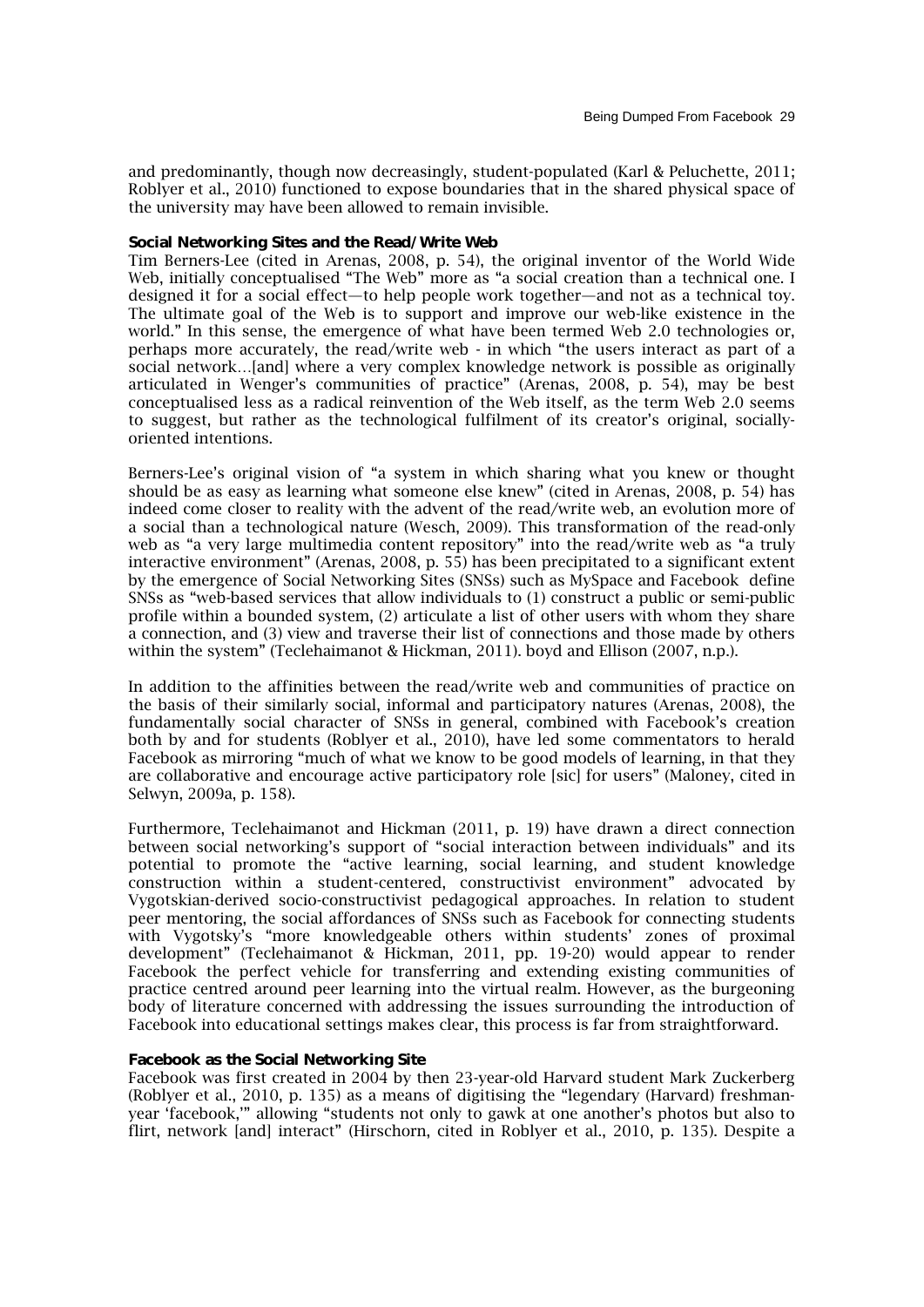and predominantly, though now decreasingly, student-populated (Karl & Peluchette, 2011; Roblyer et al., 2010) functioned to expose boundaries that in the shared physical space of the university may have been allowed to remain invisible.

**Social Networking Sites and the Read/Write Web**

Tim Berners-Lee (cited in Arenas, 2008, p. 54), the original inventor of the World Wide Web, initially conceptualised "The Web" more as "a social creation than a technical one. I designed it for a social effect—to help people work together—and not as a technical toy. The ultimate goal of the Web is to support and improve our web-like existence in the world." In this sense, the emergence of what have been termed Web 2.0 technologies or, perhaps more accurately, the read/write web - in which "the users interact as part of a social network…[and] where a very complex knowledge network is possible as originally articulated in Wenger's communities of practice" (Arenas, 2008, p. 54), may be best conceptualised less as a radical reinvention of the Web itself, as the term Web 2.0 seems to suggest, but rather as the technological fulfilment of its creator's original, socially-oriented intentions.

Berners-Lee's original vision of "a system in which sharing what you knew or thought should be as easy as learning what someone else knew" (cited in Arenas, 2008, p. 54) has indeed come closer to reality with the advent of the read/write web, an evolution more of a social than a technological nature (Wesch, 2009). This transformation of the read-only web as "a very large multimedia content repository" into the read/write web as "a truly interactive environment" (Arenas, 2008, p. 55) has been precipitated to a significant extent by the emergence of Social Networking Sites (SNSs) such as MySpace and Facebook define SNSs as "web-based services that allow individuals to (1) construct a public or semi-public profile within a bounded system, (2) articulate a list of other users with whom they share a connection, and (3) view and traverse their list of connections and those made by others within the system" (Teclehaimanot & Hickman, 2011). boyd and Ellison (2007, n.p.).

In addition to the affinities between the read/write web and communities of practice on the basis of their similarly social, informal and participatory natures (Arenas, 2008), the fundamentally social character of SNSs in general, combined with Facebook's creation both by and for students (Roblyer et al., 2010), have led some commentators to herald Facebook as mirroring "much of what we know to be good models of learning, in that they are collaborative and encourage active participatory role [sic] for users" (Maloney, cited in Selwyn, 2009a, p. 158).

Furthermore, Teclehaimanot and Hickman (2011, p. 19) have drawn a direct connection between social networking's support of "social interaction between individuals" and its potential to promote the "active learning, social learning, and student knowledge construction within a student-centered, constructivist environment" advocated by Vygotskian-derived socio-constructivist pedagogical approaches. In relation to student peer mentoring, the social affordances of SNSs such as Facebook for connecting students with Vygotsky's "more knowledgeable others within students' zones of proximal development" (Teclehaimanot & Hickman, 2011, pp. 19-20) would appear to render Facebook the perfect vehicle for transferring and extending existing communities of practice centred around peer learning into the virtual realm. However, as the burgeoning body of literature concerned with addressing the issues surrounding the introduction of Facebook into educational settings makes clear, this process is far from straightforward.

**Facebook as the Social Networking Site**

Facebook was first created in 2004 by then 23-year-old Harvard student Mark Zuckerberg (Roblyer et al., 2010, p. 135) as a means of digitising the "legendary (Harvard) freshman-year 'facebook,'" allowing "students not only to gawk at one another's photos but also to flirt, network [and] interact" (Hirschorn, cited in Roblyer et al., 2010, p. 135). Despite a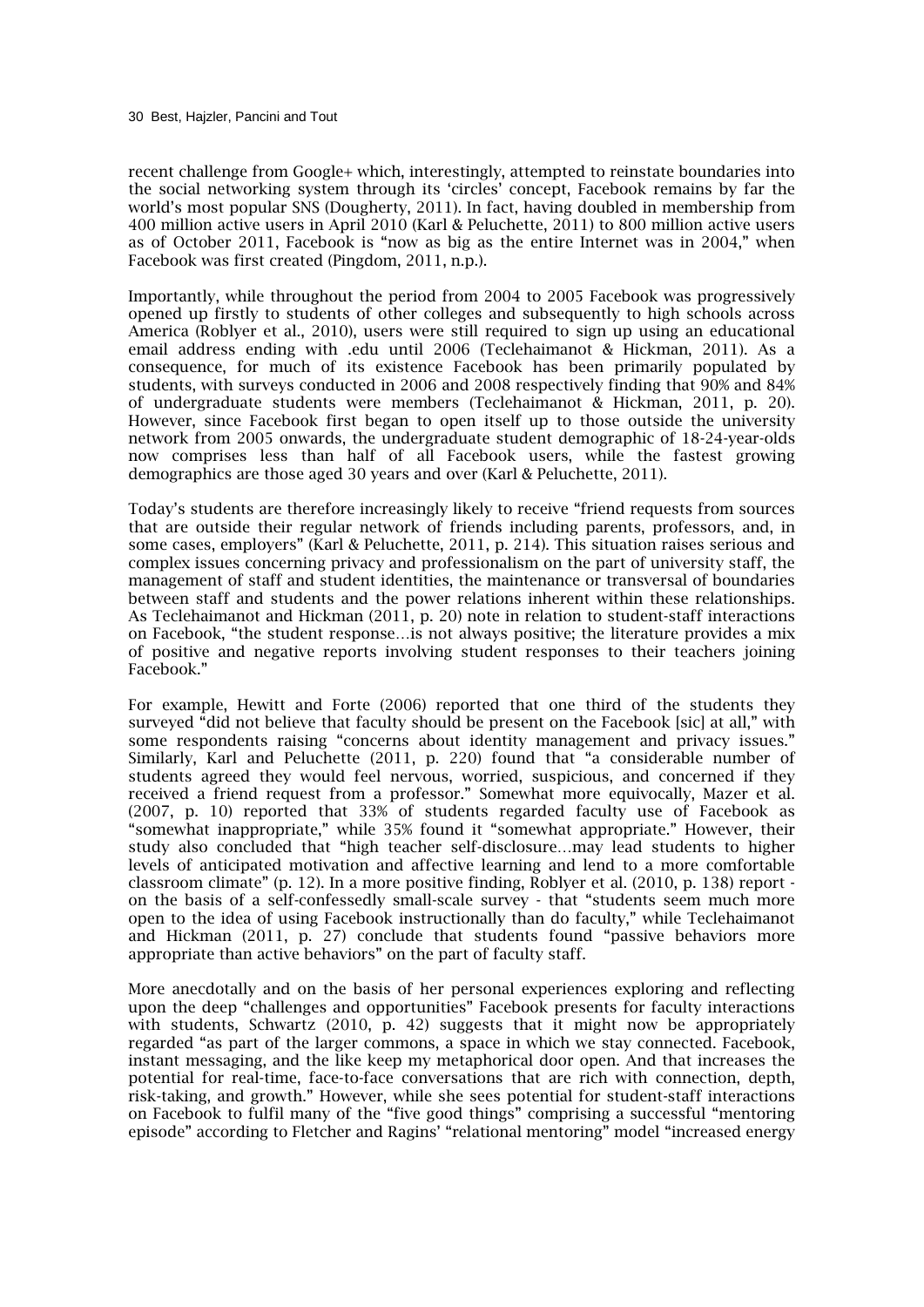recent challenge from Google+ which, interestingly, attempted to reinstate boundaries into the social networking system through its 'circles' concept, Facebook remains by far the world's most popular SNS (Dougherty, 2011). In fact, having doubled in membership from 400 million active users in April 2010 (Karl & Peluchette, 2011) to 800 million active users as of October 2011, Facebook is "now as big as the entire Internet was in 2004," when Facebook was first created (Pingdom, 2011, n.p.).

Importantly, while throughout the period from 2004 to 2005 Facebook was progressively opened up firstly to students of other colleges and subsequently to high schools across America (Roblyer et al., 2010), users were still required to sign up using an educational email address ending with .edu until 2006 (Teclehaimanot & Hickman, 2011). As a consequence, for much of its existence Facebook has been primarily populated by students, with surveys conducted in 2006 and 2008 respectively finding that 90% and 84% of undergraduate students were members (Teclehaimanot & Hickman, 2011, p. 20). However, since Facebook first began to open itself up to those outside the university network from 2005 onwards, the undergraduate student demographic of 18-24-year-olds now comprises less than half of all Facebook users, while the fastest growing demographics are those aged 30 years and over (Karl & Peluchette, 2011).

Today's students are therefore increasingly likely to receive "friend requests from sources that are outside their regular network of friends including parents, professors, and, in some cases, employers" (Karl & Peluchette, 2011, p. 214). This situation raises serious and complex issues concerning privacy and professionalism on the part of university staff, the management of staff and student identities, the maintenance or transversal of boundaries between staff and students and the power relations inherent within these relationships. As Teclehaimanot and Hickman (2011, p. 20) note in relation to student-staff interactions on Facebook, "the student response…is not always positive; the literature provides a mix of positive and negative reports involving student responses to their teachers joining Facebook."

For example, Hewitt and Forte (2006) reported that one third of the students they surveyed "did not believe that faculty should be present on the Facebook [sic] at all," with some respondents raising "concerns about identity management and privacy issues." Similarly, Karl and Peluchette (2011, p. 220) found that "a considerable number of students agreed they would feel nervous, worried, suspicious, and concerned if they received a friend request from a professor." Somewhat more equivocally, Mazer et al. (2007, p. 10) reported that 33% of students regarded faculty use of Facebook as "somewhat inappropriate," while 35% found it "somewhat appropriate." However, their study also concluded that "high teacher self-disclosure…may lead students to higher levels of anticipated motivation and affective learning and lend to a more comfortable classroom climate" (p. 12). In a more positive finding, Roblyer et al. (2010, p. 138) report - on the basis of a self-confessedly small-scale survey - that "students seem much more open to the idea of using Facebook instructionally than do faculty," while Teclehaimanot and Hickman (2011, p. 27) conclude that students found "passive behaviors more appropriate than active behaviors" on the part of faculty staff.

More anecdotally and on the basis of her personal experiences exploring and reflecting upon the deep "challenges and opportunities" Facebook presents for faculty interactions with students, Schwartz (2010, p. 42) suggests that it might now be appropriately regarded "as part of the larger commons, a space in which we stay connected. Facebook, instant messaging, and the like keep my metaphorical door open. And that increases the potential for real-time, face-to-face conversations that are rich with connection, depth, risk-taking, and growth." However, while she sees potential for student-staff interactions on Facebook to fulfil many of the "five good things" comprising a successful "mentoring episode" according to Fletcher and Ragins' "relational mentoring" model "increased energy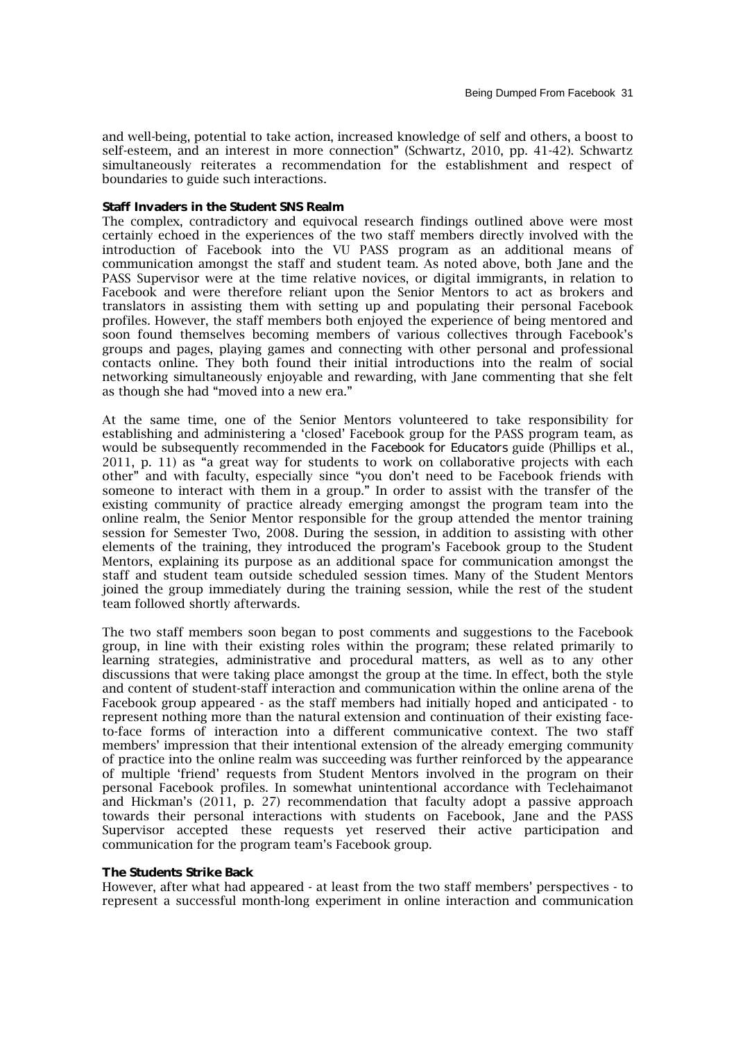and well-being, potential to take action, increased knowledge of self and others, a boost to self-esteem, and an interest in more connection" (Schwartz, 2010, pp. 41-42). Schwartz simultaneously reiterates a recommendation for the establishment and respect of boundaries to guide such interactions.

**Staff Invaders in the Student SNS Realm**

The complex, contradictory and equivocal research findings outlined above were most certainly echoed in the experiences of the two staff members directly involved with the introduction of Facebook into the VU PASS program as an additional means of communication amongst the staff and student team. As noted above, both Jane and the PASS Supervisor were at the time relative novices, or digital immigrants, in relation to Facebook and were therefore reliant upon the Senior Mentors to act as brokers and translators in assisting them with setting up and populating their personal Facebook profiles. However, the staff members both enjoyed the experience of being mentored and soon found themselves becoming members of various collectives through Facebook's groups and pages, playing games and connecting with other personal and professional contacts online. They both found their initial introductions into the realm of social networking simultaneously enjoyable and rewarding, with Jane commenting that she felt as though she had "moved into a new era."

At the same time, one of the Senior Mentors volunteered to take responsibility for establishing and administering a 'closed' Facebook group for the PASS program team, as would be subsequently recommended in the *Facebook for Educators* guide (Phillips et al., 2011, p. 11) as "a great way for students to work on collaborative projects with each other" and with faculty, especially since "you don't need to be Facebook friends with someone to interact with them in a group." In order to assist with the transfer of the existing community of practice already emerging amongst the program team into the online realm, the Senior Mentor responsible for the group attended the mentor training session for Semester Two, 2008. During the session, in addition to assisting with other elements of the training, they introduced the program's Facebook group to the Student Mentors, explaining its purpose as an additional space for communication amongst the staff and student team outside scheduled session times. Many of the Student Mentors joined the group immediately during the training session, while the rest of the student team followed shortly afterwards.

The two staff members soon began to post comments and suggestions to the Facebook group, in line with their existing roles within the program; these related primarily to learning strategies, administrative and procedural matters, as well as to any other discussions that were taking place amongst the group at the time. In effect, both the style and content of student-staff interaction and communication within the online arena of the Facebook group appeared - as the staff members had initially hoped and anticipated - to represent nothing more than the natural extension and continuation of their existing face-to-face forms of interaction into a different communicative context. The two staff members' impression that their intentional extension of the already emerging community of practice into the online realm was succeeding was further reinforced by the appearance of multiple 'friend' requests from Student Mentors involved in the program on their personal Facebook profiles. In somewhat unintentional accordance with Teclehaimanot and Hickman's (2011, p. 27) recommendation that faculty adopt a passive approach towards their personal interactions with students on Facebook, Jane and the PASS Supervisor accepted these requests yet reserved their active participation and communication for the program team's Facebook group.

**The Students Strike Back**

However, after what had appeared - at least from the two staff members' perspectives - to represent a successful month-long experiment in online interaction and communication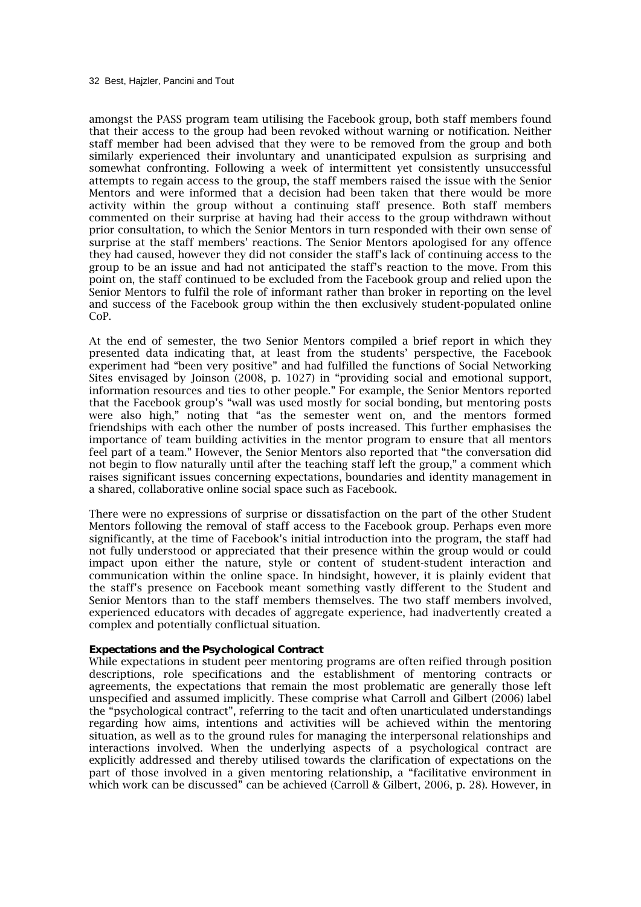amongst the PASS program team utilising the Facebook group, both staff members found that their access to the group had been revoked without warning or notification. Neither staff member had been advised that they were to be removed from the group and both similarly experienced their involuntary and unanticipated expulsion as surprising and somewhat confronting. Following a week of intermittent yet consistently unsuccessful attempts to regain access to the group, the staff members raised the issue with the Senior Mentors and were informed that a decision had been taken that there would be more activity within the group without a continuing staff presence. Both staff members commented on their surprise at having had their access to the group withdrawn without prior consultation, to which the Senior Mentors in turn responded with their own sense of surprise at the staff members' reactions. The Senior Mentors apologised for any offence they had caused, however they did not consider the staff's lack of continuing access to the group to be an issue and had not anticipated the staff's reaction to the move. From this point on, the staff continued to be excluded from the Facebook group and relied upon the Senior Mentors to fulfil the role of informant rather than broker in reporting on the level and success of the Facebook group within the then exclusively student-populated online CoP.

At the end of semester, the two Senior Mentors compiled a brief report in which they presented data indicating that, at least from the students' perspective, the Facebook experiment had "been very positive" and had fulfilled the functions of Social Networking Sites envisaged by Joinson (2008, p. 1027) in "providing social and emotional support, information resources and ties to other people." For example, the Senior Mentors reported that the Facebook group's "wall was used mostly for social bonding, but mentoring posts were also high," noting that "as the semester went on, and the mentors formed friendships with each other the number of posts increased. This further emphasises the importance of team building activities in the mentor program to ensure that all mentors feel part of a team." However, the Senior Mentors also reported that "the conversation did not begin to flow naturally until after the teaching staff left the group," a comment which raises significant issues concerning expectations, boundaries and identity management in a shared, collaborative online social space such as Facebook.

There were no expressions of surprise or dissatisfaction on the part of the other Student Mentors following the removal of staff access to the Facebook group. Perhaps even more significantly, at the time of Facebook's initial introduction into the program, the staff had not fully understood or appreciated that their presence within the group would or could impact upon either the nature, style or content of student-student interaction and communication within the online space. In hindsight, however, it is plainly evident that the staff's presence on Facebook meant something vastly different to the Student and Senior Mentors than to the staff members themselves. The two staff members involved, experienced educators with decades of aggregate experience, had inadvertently created a complex and potentially conflictual situation.

**Expectations and the Psychological Contract**

While expectations in student peer mentoring programs are often reified through position descriptions, role specifications and the establishment of mentoring contracts or agreements, the expectations that remain the most problematic are generally those left unspecified and assumed implicitly. These comprise what Carroll and Gilbert (2006) label the "psychological contract", referring to the tacit and often unarticulated understandings regarding how aims, intentions and activities will be achieved within the mentoring situation, as well as to the ground rules for managing the interpersonal relationships and interactions involved. When the underlying aspects of a psychological contract are explicitly addressed and thereby utilised towards the clarification of expectations on the part of those involved in a given mentoring relationship, a "facilitative environment in which work can be discussed" can be achieved (Carroll & Gilbert, 2006, p. 28). However, in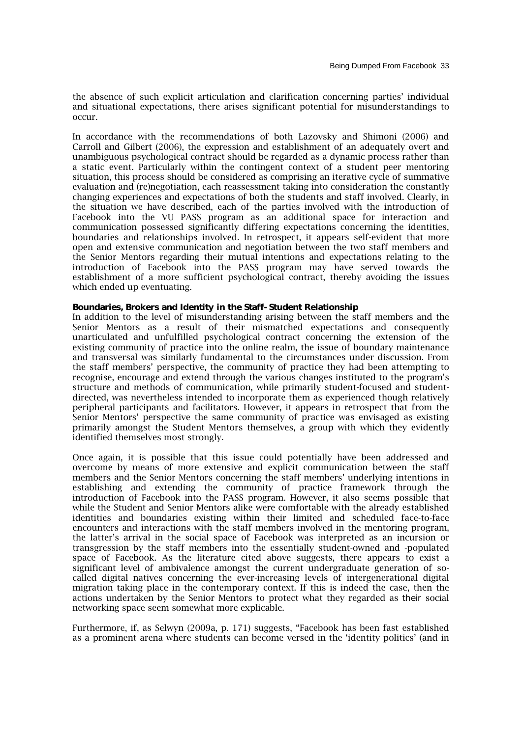the absence of such explicit articulation and clarification concerning parties' individual and situational expectations, there arises significant potential for misunderstandings to occur.

In accordance with the recommendations of both Lazovsky and Shimoni (2006) and Carroll and Gilbert (2006), the expression and establishment of an adequately overt and unambiguous psychological contract should be regarded as a dynamic process rather than a static event. Particularly within the contingent context of a student peer mentoring situation, this process should be considered as comprising an iterative cycle of summative evaluation and (re)negotiation, each reassessment taking into consideration the constantly changing experiences and expectations of both the students and staff involved. Clearly, in the situation we have described, each of the parties involved with the introduction of Facebook into the VU PASS program as an additional space for interaction and communication possessed significantly differing expectations concerning the identities, boundaries and relationships involved. In retrospect, it appears self-evident that more open and extensive communication and negotiation between the two staff members and the Senior Mentors regarding their mutual intentions and expectations relating to the introduction of Facebook into the PASS program may have served towards the establishment of a more sufficient psychological contract, thereby avoiding the issues which ended up eventuating.

**Boundaries, Brokers and Identity in the Staff-Student Relationship**

In addition to the level of misunderstanding arising between the staff members and the Senior Mentors as a result of their mismatched expectations and consequently unarticulated and unfulfilled psychological contract concerning the extension of the existing community of practice into the online realm, the issue of boundary maintenance and transversal was similarly fundamental to the circumstances under discussion. From the staff members' perspective, the community of practice they had been attempting to recognise, encourage and extend through the various changes instituted to the program's structure and methods of communication, while primarily student-focused and student-directed, was nevertheless intended to incorporate them as experienced though relatively peripheral participants and facilitators. However, it appears in retrospect that from the Senior Mentors' perspective the same community of practice was envisaged as existing primarily amongst the Student Mentors themselves, a group with which they evidently identified themselves most strongly.

Once again, it is possible that this issue could potentially have been addressed and overcome by means of more extensive and explicit communication between the staff members and the Senior Mentors concerning the staff members' underlying intentions in establishing and extending the community of practice framework through the introduction of Facebook into the PASS program. However, it also seems possible that while the Student and Senior Mentors alike were comfortable with the already established identities and boundaries existing within their limited and scheduled face-to-face encounters and interactions with the staff members involved in the mentoring program, the latter's arrival in the social space of Facebook was interpreted as an incursion or transgression by the staff members into the essentially student-owned and -populated space of Facebook. As the literature cited above suggests, there appears to exist a significant level of ambivalence amongst the current undergraduate generation of so-called digital natives concerning the ever-increasing levels of intergenerational digital migration taking place in the contemporary context. If this is indeed the case, then the actions undertaken by the Senior Mentors to protect what they regarded as *their* social networking space seem somewhat more explicable.

Furthermore, if, as Selwyn (2009a, p. 171) suggests, "Facebook has been fast established as a prominent arena where students can become versed in the 'identity politics' (and in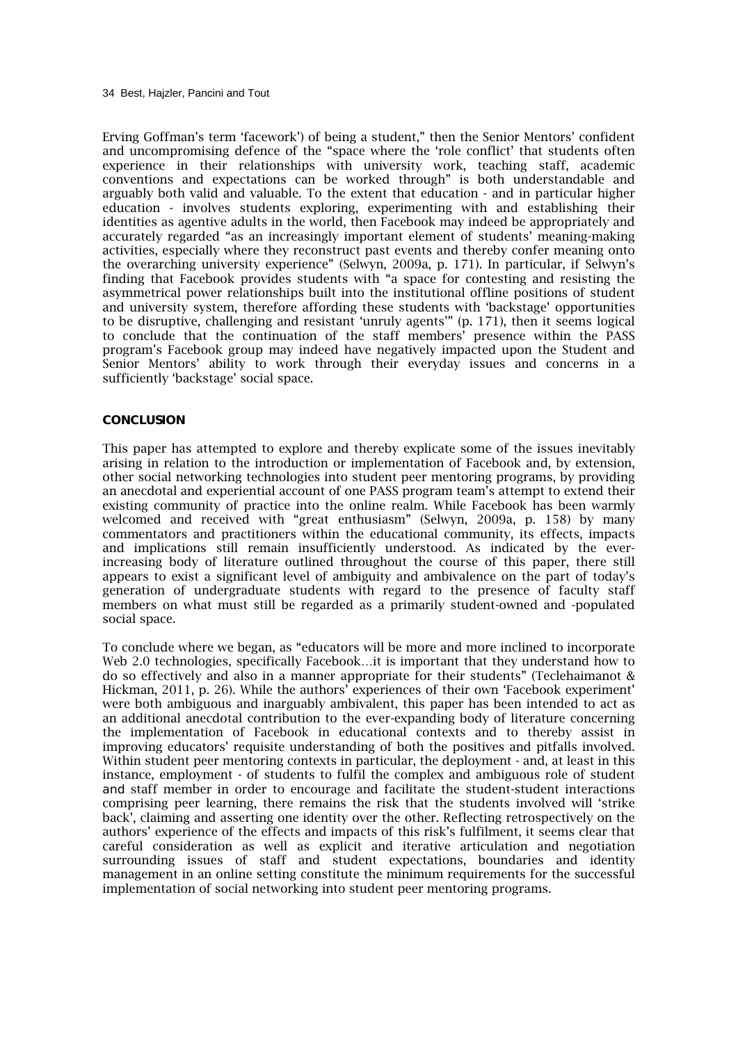Erving Goffman's term 'facework') of being a student," then the Senior Mentors' confident and uncompromising defence of the "space where the 'role conflict' that students often experience in their relationships with university work, teaching staff, academic conventions and expectations can be worked through" is both understandable and arguably both valid and valuable. To the extent that education - and in particular higher education - involves students exploring, experimenting with and establishing their identities as agentive adults in the world, then Facebook may indeed be appropriately and accurately regarded "as an increasingly important element of students' meaning-making activities, especially where they reconstruct past events and thereby confer meaning onto the overarching university experience" (Selwyn, 2009a, p. 171). In particular, if Selwyn's finding that Facebook provides students with "a space for contesting and resisting the asymmetrical power relationships built into the institutional offline positions of student and university system, therefore affording these students with 'backstage' opportunities to be disruptive, challenging and resistant 'unruly agents'" (p. 171), then it seems logical to conclude that the continuation of the staff members' presence within the PASS program's Facebook group may indeed have negatively impacted upon the Student and Senior Mentors' ability to work through their everyday issues and concerns in a sufficiently 'backstage' social space.

## CONCLUSION

This paper has attempted to explore and thereby explicate some of the issues inevitably arising in relation to the introduction or implementation of Facebook and, by extension, other social networking technologies into student peer mentoring programs, by providing an anecdotal and experiential account of one PASS program team's attempt to extend their existing community of practice into the online realm. While Facebook has been warmly welcomed and received with "great enthusiasm" (Selwyn, 2009a, p. 158) by many commentators and practitioners within the educational community, its effects, impacts and implications still remain insufficiently understood. As indicated by the ever-increasing body of literature outlined throughout the course of this paper, there still appears to exist a significant level of ambiguity and ambivalence on the part of today's generation of undergraduate students with regard to the presence of faculty staff members on what must still be regarded as a primarily student-owned and -populated social space.

To conclude where we began, as "educators will be more and more inclined to incorporate Web 2.0 technologies, specifically Facebook…it is important that they understand how to do so effectively and also in a manner appropriate for their students" (Teclehaimanot & Hickman, 2011, p. 26). While the authors' experiences of their own 'Facebook experiment' were both ambiguous and inarguably ambivalent, this paper has been intended to act as an additional anecdotal contribution to the ever-expanding body of literature concerning the implementation of Facebook in educational contexts and to thereby assist in improving educators' requisite understanding of both the positives and pitfalls involved. Within student peer mentoring contexts in particular, the deployment - and, at least in this instance, employment - of students to fulfil the complex and ambiguous role of student and staff member in order to encourage and facilitate the student-student interactions comprising peer learning, there remains the risk that the students involved will 'strike back', claiming and asserting one identity over the other. Reflecting retrospectively on the authors' experience of the effects and impacts of this risk's fulfilment, it seems clear that careful consideration as well as explicit and iterative articulation and negotiation surrounding issues of staff and student expectations, boundaries and identity management in an online setting constitute the minimum requirements for the successful implementation of social networking into student peer mentoring programs.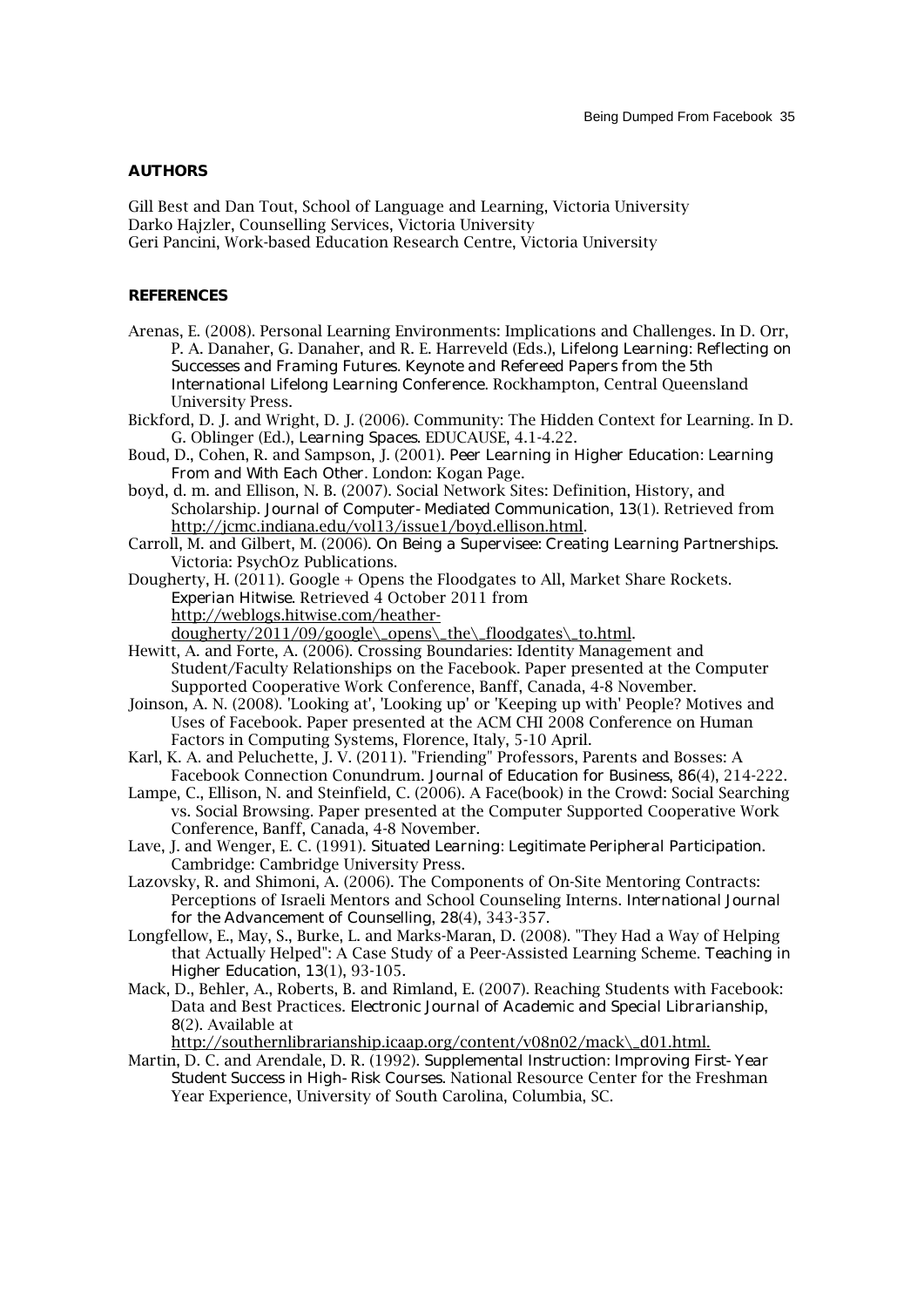## AUTHORS

Gill Best and Dan Tout, School of Language and Learning, Victoria University
Darko Hajzler, Counselling Services, Victoria University
Geri Pancini, Work-based Education Research Centre, Victoria University

## REFERENCES

Arenas, E. (2008). Personal Learning Environments: Implications and Challenges. In D. Orr, P. A. Danaher, G. Danaher, and R. E. Harreveld (Eds.), *Lifelong Learning: Reflecting on Successes and Framing Futures. Keynote and Refereed Papers from the 5th International Lifelong Learning Conference*. Rockhampton, Central Queensland University Press.

Bickford, D. J. and Wright, D. J. (2006). Community: The Hidden Context for Learning. In D. G. Oblinger (Ed.), *Learning Spaces*. EDUCAUSE, 4.1-4.22.

Boud, D., Cohen, R. and Sampson, J. (2001). *Peer Learning in Higher Education: Learning From and With Each Other*. London: Kogan Page.

boyd, d. m. and Ellison, N. B. (2007). Social Network Sites: Definition, History, and Scholarship. *Journal of Computer-Mediated Communication, 13*(1). Retrieved from http://jcmc.indiana.edu/vol13/issue1/boyd.ellison.html.

Carroll, M. and Gilbert, M. (2006). *On Being a Supervisee: Creating Learning Partnerships*. Victoria: PsychOz Publications.

Dougherty, H. (2011). Google + Opens the Floodgates to All, Market Share Rockets. *Experian Hitwise*. Retrieved 4 October 2011 from http://weblogs.hitwise.com/heather-dougherty/2011/09/google\_opens\_the\_floodgates\_to.html.

Hewitt, A. and Forte, A. (2006). Crossing Boundaries: Identity Management and Student/Faculty Relationships on the Facebook. Paper presented at the Computer Supported Cooperative Work Conference, Banff, Canada, 4-8 November.

Joinson, A. N. (2008). 'Looking at', 'Looking up' or 'Keeping up with' People? Motives and Uses of Facebook. Paper presented at the ACM CHI 2008 Conference on Human Factors in Computing Systems, Florence, Italy, 5-10 April.

Karl, K. A. and Peluchette, J. V. (2011). "Friending" Professors, Parents and Bosses: A Facebook Connection Conundrum. *Journal of Education for Business, 86*(4), 214-222.

Lampe, C., Ellison, N. and Steinfield, C. (2006). A Face(book) in the Crowd: Social Searching vs. Social Browsing. Paper presented at the Computer Supported Cooperative Work Conference, Banff, Canada, 4-8 November.

Lave, J. and Wenger, E. C. (1991). *Situated Learning: Legitimate Peripheral Participation*. Cambridge: Cambridge University Press.

Lazovsky, R. and Shimoni, A. (2006). The Components of On-Site Mentoring Contracts: Perceptions of Israeli Mentors and School Counseling Interns. *International Journal for the Advancement of Counselling, 28*(4), 343-357.

Longfellow, E., May, S., Burke, L. and Marks-Maran, D. (2008). "They Had a Way of Helping that Actually Helped": A Case Study of a Peer-Assisted Learning Scheme. *Teaching in Higher Education, 13*(1), 93-105.

Mack, D., Behler, A., Roberts, B. and Rimland, E. (2007). Reaching Students with Facebook: Data and Best Practices. *Electronic Journal of Academic and Special Librarianship, 8*(2). Available at http://southernlibrarianship.icaap.org/content/v08n02/mack\_d01.html.

Martin, D. C. and Arendale, D. R. (1992). *Supplemental Instruction: Improving First-Year Student Success in High-Risk Courses*. National Resource Center for the Freshman Year Experience, University of South Carolina, Columbia, SC.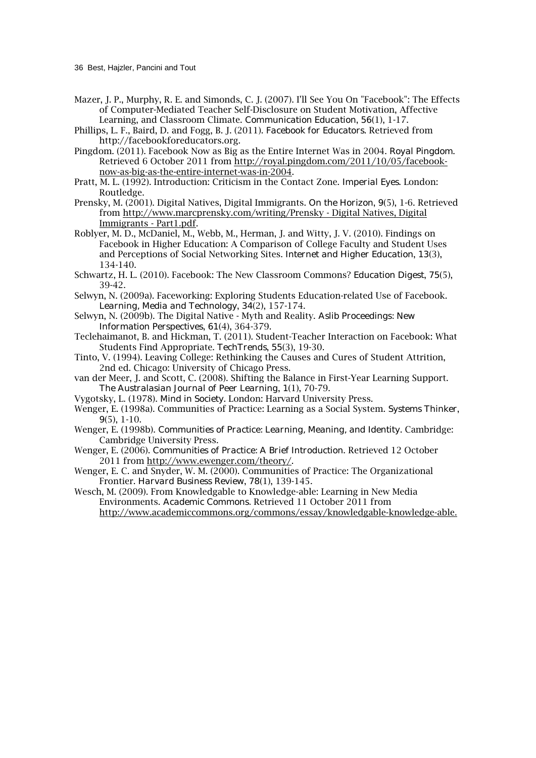Mazer, J. P., Murphy, R. E. and Simonds, C. J. (2007). I'll See You On "Facebook": The Effects of Computer-Mediated Teacher Self-Disclosure on Student Motivation, Affective Learning, and Classroom Climate. *Communication Education*, *56*(1), 1-17.

Phillips, L. F., Baird, D. and Fogg, B. J. (2011). *Facebook for Educators*. Retrieved from http://facebookforeducators.org.

Pingdom. (2011). Facebook Now as Big as the Entire Internet Was in 2004. *Royal Pingdom*. Retrieved 6 October 2011 from http://royal.pingdom.com/2011/10/05/facebook-now-as-big-as-the-entire-internet-was-in-2004.

Pratt, M. L. (1992). Introduction: Criticism in the Contact Zone. *Imperial Eyes*. London: Routledge.

Prensky, M. (2001). Digital Natives, Digital Immigrants. *On the Horizon*, *9*(5), 1-6. Retrieved from http://www.marcprensky.com/writing/Prensky - Digital Natives, Digital Immigrants - Part1.pdf.

Roblyer, M. D., McDaniel, M., Webb, M., Herman, J. and Witty, J. V. (2010). Findings on Facebook in Higher Education: A Comparison of College Faculty and Student Uses and Perceptions of Social Networking Sites. *Internet and Higher Education*, *13*(3), 134-140.

Schwartz, H. L. (2010). Facebook: The New Classroom Commons? *Education Digest*, *75*(5), 39-42.

Selwyn, N. (2009a). Faceworking: Exploring Students Education-related Use of Facebook. *Learning, Media and Technology*, *34*(2), 157-174.

Selwyn, N. (2009b). The Digital Native - Myth and Reality. *Aslib Proceedings: New Information Perspectives*, *61*(4), 364-379.

Teclehaimanot, B. and Hickman, T. (2011). Student-Teacher Interaction on Facebook: What Students Find Appropriate. *TechTrends*, *55*(3), 19-30.

Tinto, V. (1994). Leaving College: Rethinking the Causes and Cures of Student Attrition, 2nd ed. Chicago: University of Chicago Press.

van der Meer, J. and Scott, C. (2008). Shifting the Balance in First-Year Learning Support. *The Australasian Journal of Peer Learning*, *1*(1), 70-79.

Vygotsky, L. (1978). *Mind in Society*. London: Harvard University Press.

Wenger, E. (1998a). Communities of Practice: Learning as a Social System. *Systems Thinker*, *9*(5), 1-10.

Wenger, E. (1998b). *Communities of Practice: Learning, Meaning, and Identity*. Cambridge: Cambridge University Press.

Wenger, E. (2006). *Communities of Practice: A Brief Introduction*. Retrieved 12 October 2011 from http://www.ewenger.com/theory/.

Wenger, E. C. and Snyder, W. M. (2000). Communities of Practice: The Organizational Frontier. *Harvard Business Review*, *78*(1), 139-145.

Wesch, M. (2009). From Knowledgable to Knowledge-able: Learning in New Media Environments. *Academic Commons*. Retrieved 11 October 2011 from http://www.academiccommons.org/commons/essay/knowledgable-knowledge-able.